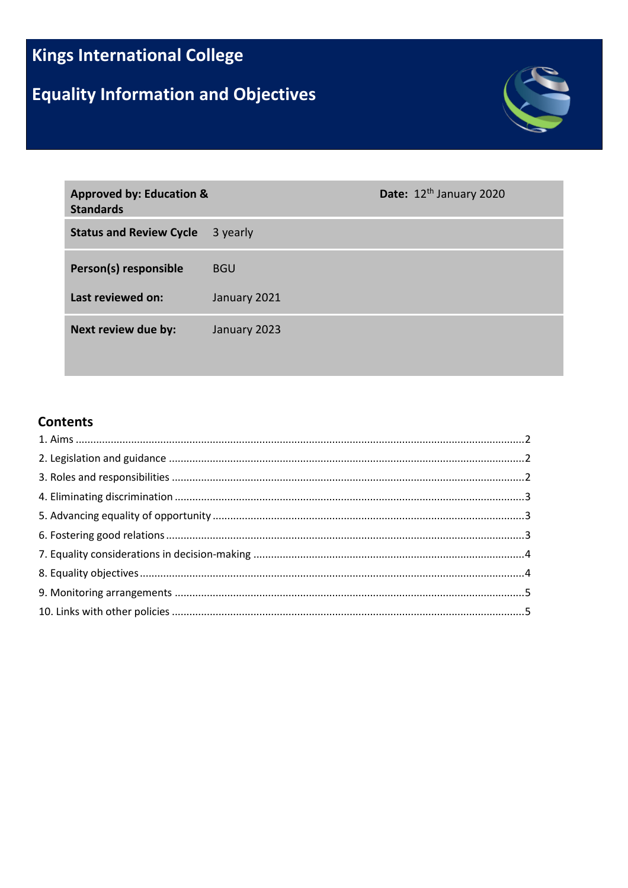# Kings International College

# Equality Information and Objectives

| **Approved by: Education & Standards** | | **Date:** 12th January 2020 |
|---|---|---|
| **Status and Review Cycle** | 3 yearly | |
| **Person(s) responsible** | BGU | |
| **Last reviewed on:** | January 2021 | |
| **Next review due by:** | January 2023 | |

## Contents

1. Aims ....................................................................................................... 2
2. Legislation and guidance ........................................................................ 2
3. Roles and responsibilities ....................................................................... 2
4. Eliminating discrimination ...................................................................... 3
5. Advancing equality of opportunity ......................................................... 3
6. Fostering good relations ......................................................................... 3
7. Equality considerations in decision-making ........................................... 4
8. Equality objectives .................................................................................. 4
9. Monitoring arrangements ....................................................................... 5
10. Links with other policies ....................................................................... 5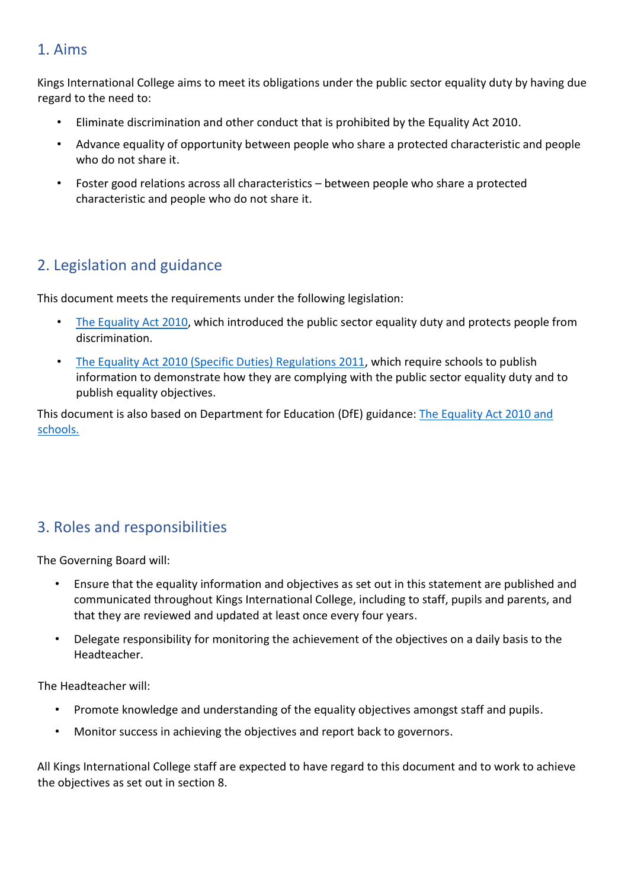## 1. Aims

Kings International College aims to meet its obligations under the public sector equality duty by having due regard to the need to:

- Eliminate discrimination and other conduct that is prohibited by the Equality Act 2010.
- Advance equality of opportunity between people who share a protected characteristic and people who do not share it.
- Foster good relations across all characteristics – between people who share a protected characteristic and people who do not share it.

## 2. Legislation and guidance

This document meets the requirements under the following legislation:

- The Equality Act 2010, which introduced the public sector equality duty and protects people from discrimination.
- The Equality Act 2010 (Specific Duties) Regulations 2011, which require schools to publish information to demonstrate how they are complying with the public sector equality duty and to publish equality objectives.

This document is also based on Department for Education (DfE) guidance: The Equality Act 2010 and schools.

## 3. Roles and responsibilities

The Governing Board will:

- Ensure that the equality information and objectives as set out in this statement are published and communicated throughout Kings International College, including to staff, pupils and parents, and that they are reviewed and updated at least once every four years.
- Delegate responsibility for monitoring the achievement of the objectives on a daily basis to the Headteacher.

The Headteacher will:

- Promote knowledge and understanding of the equality objectives amongst staff and pupils.
- Monitor success in achieving the objectives and report back to governors.

All Kings International College staff are expected to have regard to this document and to work to achieve the objectives as set out in section 8.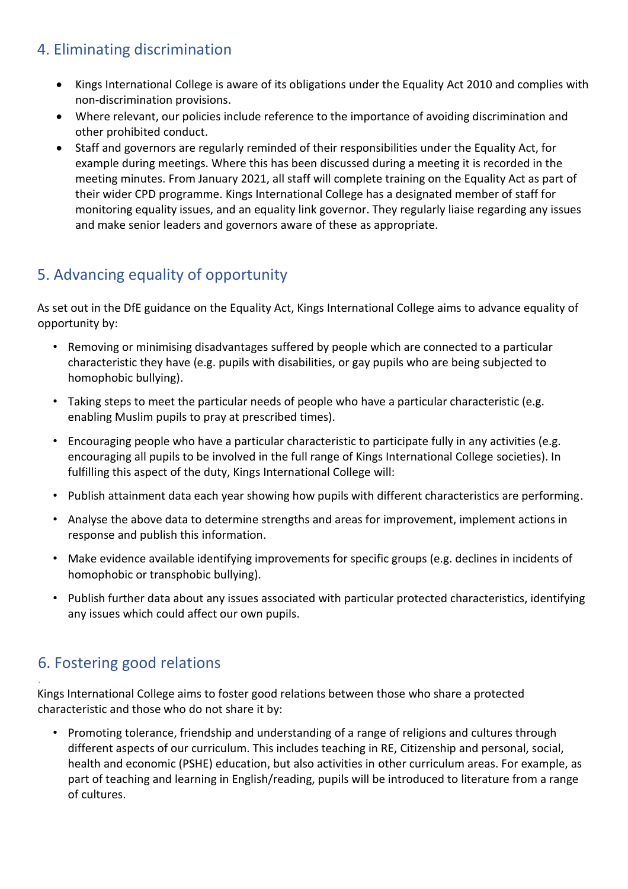## 4. Eliminating discrimination

- Kings International College is aware of its obligations under the Equality Act 2010 and complies with non-discrimination provisions.
- Where relevant, our policies include reference to the importance of avoiding discrimination and other prohibited conduct.
- Staff and governors are regularly reminded of their responsibilities under the Equality Act, for example during meetings. Where this has been discussed during a meeting it is recorded in the meeting minutes. From January 2021, all staff will complete training on the Equality Act as part of their wider CPD programme. Kings International College has a designated member of staff for monitoring equality issues, and an equality link governor. They regularly liaise regarding any issues and make senior leaders and governors aware of these as appropriate.

## 5. Advancing equality of opportunity

As set out in the DfE guidance on the Equality Act, Kings International College aims to advance equality of opportunity by:

- Removing or minimising disadvantages suffered by people which are connected to a particular characteristic they have (e.g. pupils with disabilities, or gay pupils who are being subjected to homophobic bullying).
- Taking steps to meet the particular needs of people who have a particular characteristic (e.g. enabling Muslim pupils to pray at prescribed times).
- Encouraging people who have a particular characteristic to participate fully in any activities (e.g. encouraging all pupils to be involved in the full range of Kings International College societies). In fulfilling this aspect of the duty, Kings International College will:
- Publish attainment data each year showing how pupils with different characteristics are performing.
- Analyse the above data to determine strengths and areas for improvement, implement actions in response and publish this information.
- Make evidence available identifying improvements for specific groups (e.g. declines in incidents of homophobic or transphobic bullying).
- Publish further data about any issues associated with particular protected characteristics, identifying any issues which could affect our own pupils.

## 6. Fostering good relations

Kings International College aims to foster good relations between those who share a protected characteristic and those who do not share it by:

- Promoting tolerance, friendship and understanding of a range of religions and cultures through different aspects of our curriculum. This includes teaching in RE, Citizenship and personal, social, health and economic (PSHE) education, but also activities in other curriculum areas. For example, as part of teaching and learning in English/reading, pupils will be introduced to literature from a range of cultures.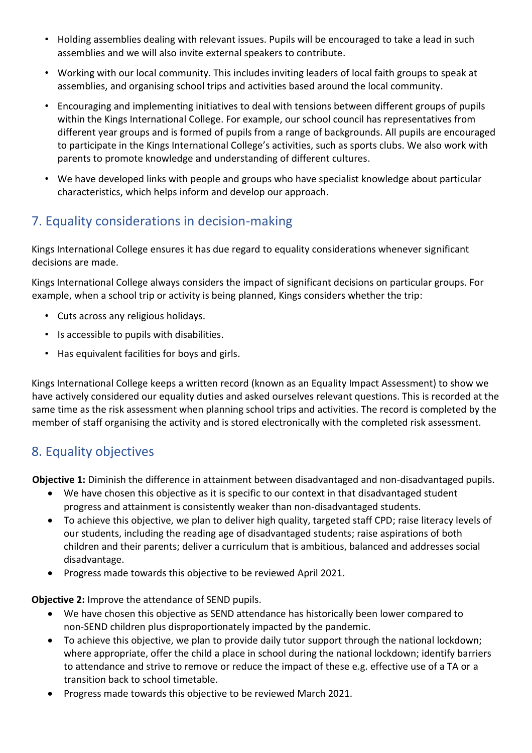- Holding assemblies dealing with relevant issues. Pupils will be encouraged to take a lead in such assemblies and we will also invite external speakers to contribute.
- Working with our local community. This includes inviting leaders of local faith groups to speak at assemblies, and organising school trips and activities based around the local community.
- Encouraging and implementing initiatives to deal with tensions between different groups of pupils within the Kings International College. For example, our school council has representatives from different year groups and is formed of pupils from a range of backgrounds. All pupils are encouraged to participate in the Kings International College's activities, such as sports clubs. We also work with parents to promote knowledge and understanding of different cultures.
- We have developed links with people and groups who have specialist knowledge about particular characteristics, which helps inform and develop our approach.

## 7. Equality considerations in decision-making

Kings International College ensures it has due regard to equality considerations whenever significant decisions are made.

Kings International College always considers the impact of significant decisions on particular groups. For example, when a school trip or activity is being planned, Kings considers whether the trip:

- Cuts across any religious holidays.
- Is accessible to pupils with disabilities.
- Has equivalent facilities for boys and girls.

Kings International College keeps a written record (known as an Equality Impact Assessment) to show we have actively considered our equality duties and asked ourselves relevant questions. This is recorded at the same time as the risk assessment when planning school trips and activities. The record is completed by the member of staff organising the activity and is stored electronically with the completed risk assessment.

## 8. Equality objectives

**Objective 1:** Diminish the difference in attainment between disadvantaged and non-disadvantaged pupils.

- We have chosen this objective as it is specific to our context in that disadvantaged student progress and attainment is consistently weaker than non-disadvantaged students.
- To achieve this objective, we plan to deliver high quality, targeted staff CPD; raise literacy levels of our students, including the reading age of disadvantaged students; raise aspirations of both children and their parents; deliver a curriculum that is ambitious, balanced and addresses social disadvantage.
- Progress made towards this objective to be reviewed April 2021.

**Objective 2:** Improve the attendance of SEND pupils.

- We have chosen this objective as SEND attendance has historically been lower compared to non-SEND children plus disproportionately impacted by the pandemic.
- To achieve this objective, we plan to provide daily tutor support through the national lockdown; where appropriate, offer the child a place in school during the national lockdown; identify barriers to attendance and strive to remove or reduce the impact of these e.g. effective use of a TA or a transition back to school timetable.
- Progress made towards this objective to be reviewed March 2021.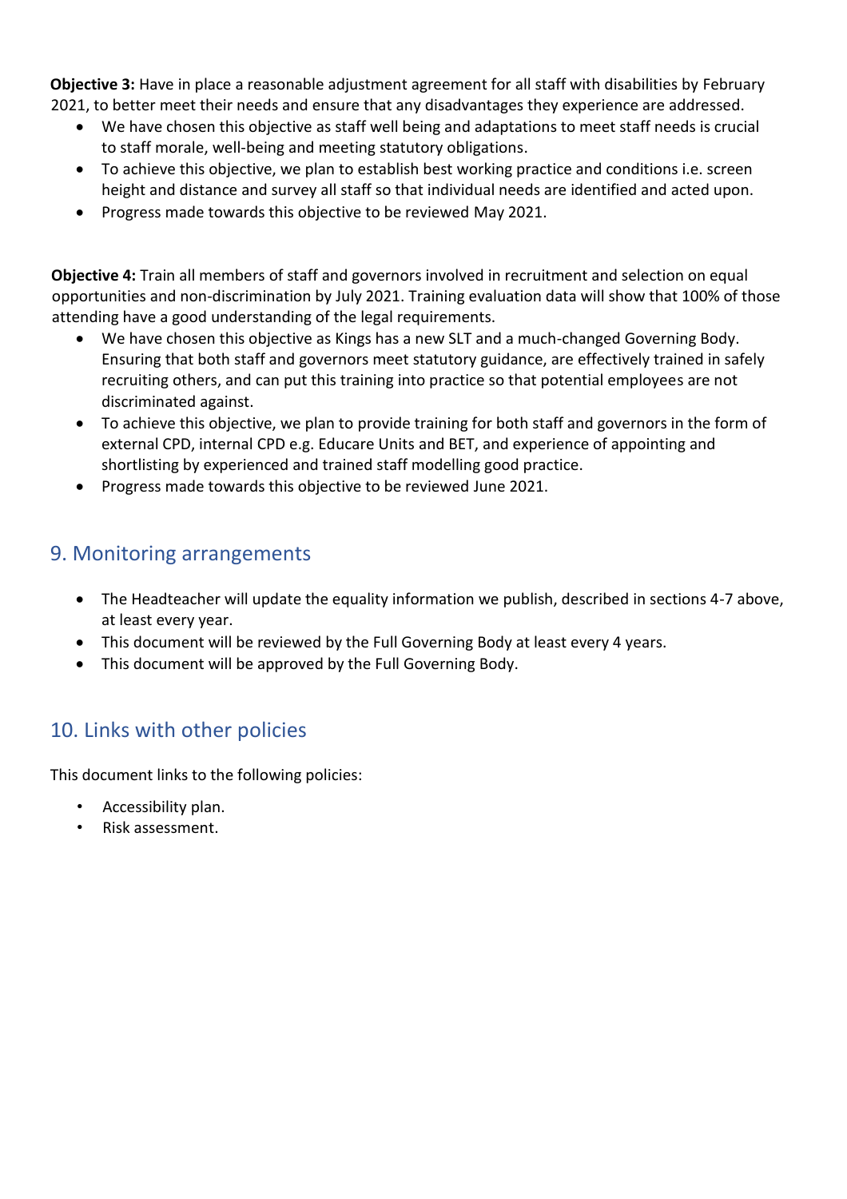**Objective 3:** Have in place a reasonable adjustment agreement for all staff with disabilities by February 2021, to better meet their needs and ensure that any disadvantages they experience are addressed.

- We have chosen this objective as staff well being and adaptations to meet staff needs is crucial to staff morale, well-being and meeting statutory obligations.
- To achieve this objective, we plan to establish best working practice and conditions i.e. screen height and distance and survey all staff so that individual needs are identified and acted upon.
- Progress made towards this objective to be reviewed May 2021.

**Objective 4:** Train all members of staff and governors involved in recruitment and selection on equal opportunities and non-discrimination by July 2021. Training evaluation data will show that 100% of those attending have a good understanding of the legal requirements.

- We have chosen this objective as Kings has a new SLT and a much-changed Governing Body. Ensuring that both staff and governors meet statutory guidance, are effectively trained in safely recruiting others, and can put this training into practice so that potential employees are not discriminated against.
- To achieve this objective, we plan to provide training for both staff and governors in the form of external CPD, internal CPD e.g. Educare Units and BET, and experience of appointing and shortlisting by experienced and trained staff modelling good practice.
- Progress made towards this objective to be reviewed June 2021.

## 9. Monitoring arrangements

- The Headteacher will update the equality information we publish, described in sections 4-7 above, at least every year.
- This document will be reviewed by the Full Governing Body at least every 4 years.
- This document will be approved by the Full Governing Body.

## 10. Links with other policies

This document links to the following policies:

- Accessibility plan.
- Risk assessment.